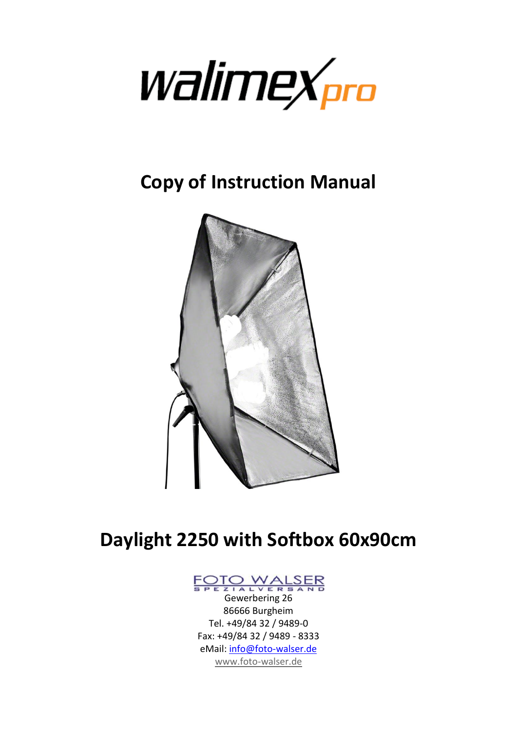walimex pro

# Copy of Instruction Manual

# Daylight 2250 with Softbox 60x90cm

FOTO WALSER
SPEZIALVERSAND
Gewerbering 26
86666 Burgheim
Tel. +49/84 32 / 9489-0
Fax: +49/84 32 / 9489 - 8333
eMail: info@foto-walser.de
www.foto-walser.de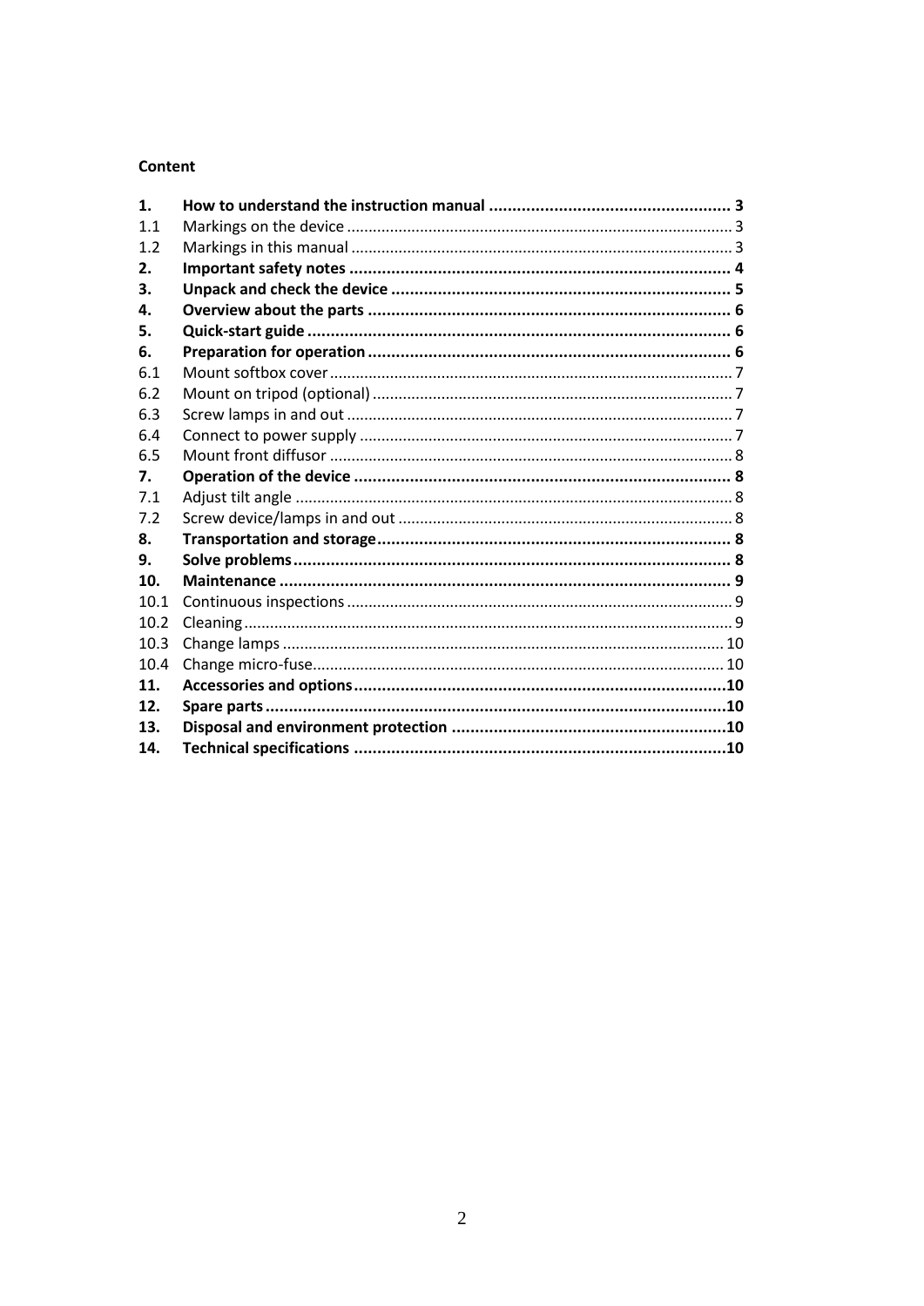**Content**

| | | |
|---|---|---|
| **1.** | **How to understand the instruction manual** | **3** |
| 1.1 | Markings on the device | 3 |
| 1.2 | Markings in this manual | 3 |
| **2.** | **Important safety notes** | **4** |
| **3.** | **Unpack and check the device** | **5** |
| **4.** | **Overview about the parts** | **6** |
| **5.** | **Quick-start guide** | **6** |
| **6.** | **Preparation for operation** | **6** |
| 6.1 | Mount softbox cover | 7 |
| 6.2 | Mount on tripod (optional) | 7 |
| 6.3 | Screw lamps in and out | 7 |
| 6.4 | Connect to power supply | 7 |
| 6.5 | Mount front diffusor | 8 |
| **7.** | **Operation of the device** | **8** |
| 7.1 | Adjust tilt angle | 8 |
| 7.2 | Screw device/lamps in and out | 8 |
| **8.** | **Transportation and storage** | **8** |
| **9.** | **Solve problems** | **8** |
| **10.** | **Maintenance** | **9** |
| 10.1 | Continuous inspections | 9 |
| 10.2 | Cleaning | 9 |
| 10.3 | Change lamps | 10 |
| 10.4 | Change micro-fuse | 10 |
| **11.** | **Accessories and options** | **10** |
| **12.** | **Spare parts** | **10** |
| **13.** | **Disposal and environment protection** | **10** |
| **14.** | **Technical specifications** | **10** |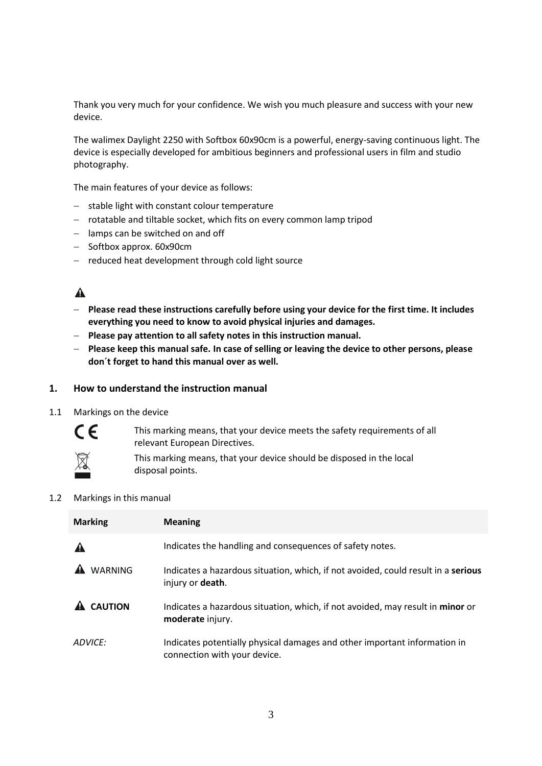Thank you very much for your confidence. We wish you much pleasure and success with your new device.

The walimex Daylight 2250 with Softbox 60x90cm is a powerful, energy-saving continuous light. The device is especially developed for ambitious beginners and professional users in film and studio photography.

The main features of your device as follows:

- stable light with constant colour temperature
- rotatable and tiltable socket, which fits on every common lamp tripod
- lamps can be switched on and off
- Softbox approx. 60x90cm
- reduced heat development through cold light source

⚠

- **Please read these instructions carefully before using your device for the first time. It includes everything you need to know to avoid physical injuries and damages.**
- **Please pay attention to all safety notes in this instruction manual.**
- **Please keep this manual safe. In case of selling or leaving the device to other persons, please don´t forget to hand this manual over as well.**

## 1. How to understand the instruction manual

1.1 Markings on the device

CE This marking means, that your device meets the safety requirements of all relevant European Directives.

This marking means, that your device should be disposed in the local disposal points.

1.2 Markings in this manual

| Marking | Meaning |
|---|---|
| ⚠ | Indicates the handling and consequences of safety notes. |
| ⚠ WARNING | Indicates a hazardous situation, which, if not avoided, could result in a **serious** injury or **death**. |
| ⚠ **CAUTION** | Indicates a hazardous situation, which, if not avoided, may result in **minor** or **moderate** injury. |
| *ADVICE:* | Indicates potentially physical damages and other important information in connection with your device. |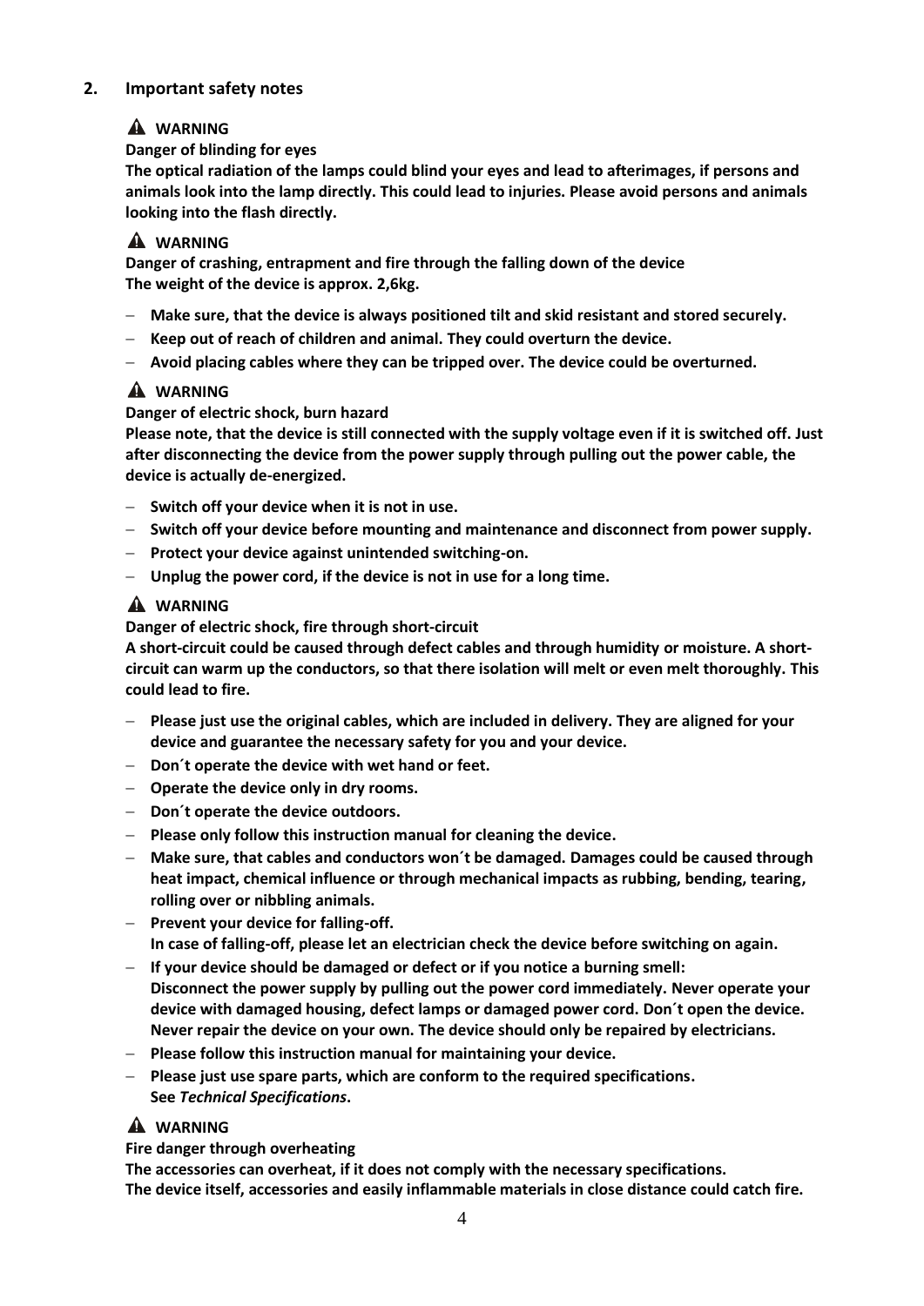## 2. Important safety notes

**⚠ WARNING**

**Danger of blinding for eyes**

**The optical radiation of the lamps could blind your eyes and lead to afterimages, if persons and animals look into the lamp directly. This could lead to injuries. Please avoid persons and animals looking into the flash directly.**

**⚠ WARNING**

**Danger of crashing, entrapment and fire through the falling down of the device**

**The weight of the device is approx. 2,6kg.**

- **Make sure, that the device is always positioned tilt and skid resistant and stored securely.**
- **Keep out of reach of children and animal. They could overturn the device.**
- **Avoid placing cables where they can be tripped over. The device could be overturned.**

**⚠ WARNING**

**Danger of electric shock, burn hazard**

**Please note, that the device is still connected with the supply voltage even if it is switched off. Just after disconnecting the device from the power supply through pulling out the power cable, the device is actually de-energized.**

- **Switch off your device when it is not in use.**
- **Switch off your device before mounting and maintenance and disconnect from power supply.**
- **Protect your device against unintended switching-on.**
- **Unplug the power cord, if the device is not in use for a long time.**

**⚠ WARNING**

**Danger of electric shock, fire through short-circuit**

**A short-circuit could be caused through defect cables and through humidity or moisture. A short-circuit can warm up the conductors, so that there isolation will melt or even melt thoroughly. This could lead to fire.**

- **Please just use the original cables, which are included in delivery. They are aligned for your device and guarantee the necessary safety for you and your device.**
- **Don´t operate the device with wet hand or feet.**
- **Operate the device only in dry rooms.**
- **Don´t operate the device outdoors.**
- **Please only follow this instruction manual for cleaning the device.**
- **Make sure, that cables and conductors won´t be damaged. Damages could be caused through heat impact, chemical influence or through mechanical impacts as rubbing, bending, tearing, rolling over or nibbling animals.**
- **Prevent your device for falling-off.**
  **In case of falling-off, please let an electrician check the device before switching on again.**
- **If your device should be damaged or defect or if you notice a burning smell:**
  **Disconnect the power supply by pulling out the power cord immediately. Never operate your device with damaged housing, defect lamps or damaged power cord. Don´t open the device. Never repair the device on your own. The device should only be repaired by electricians.**
- **Please follow this instruction manual for maintaining your device.**
- **Please just use spare parts, which are conform to the required specifications.**
  **See *Technical Specifications*.**

**⚠ WARNING**

**Fire danger through overheating**

**The accessories can overheat, if it does not comply with the necessary specifications.**

**The device itself, accessories and easily inflammable materials in close distance could catch fire.**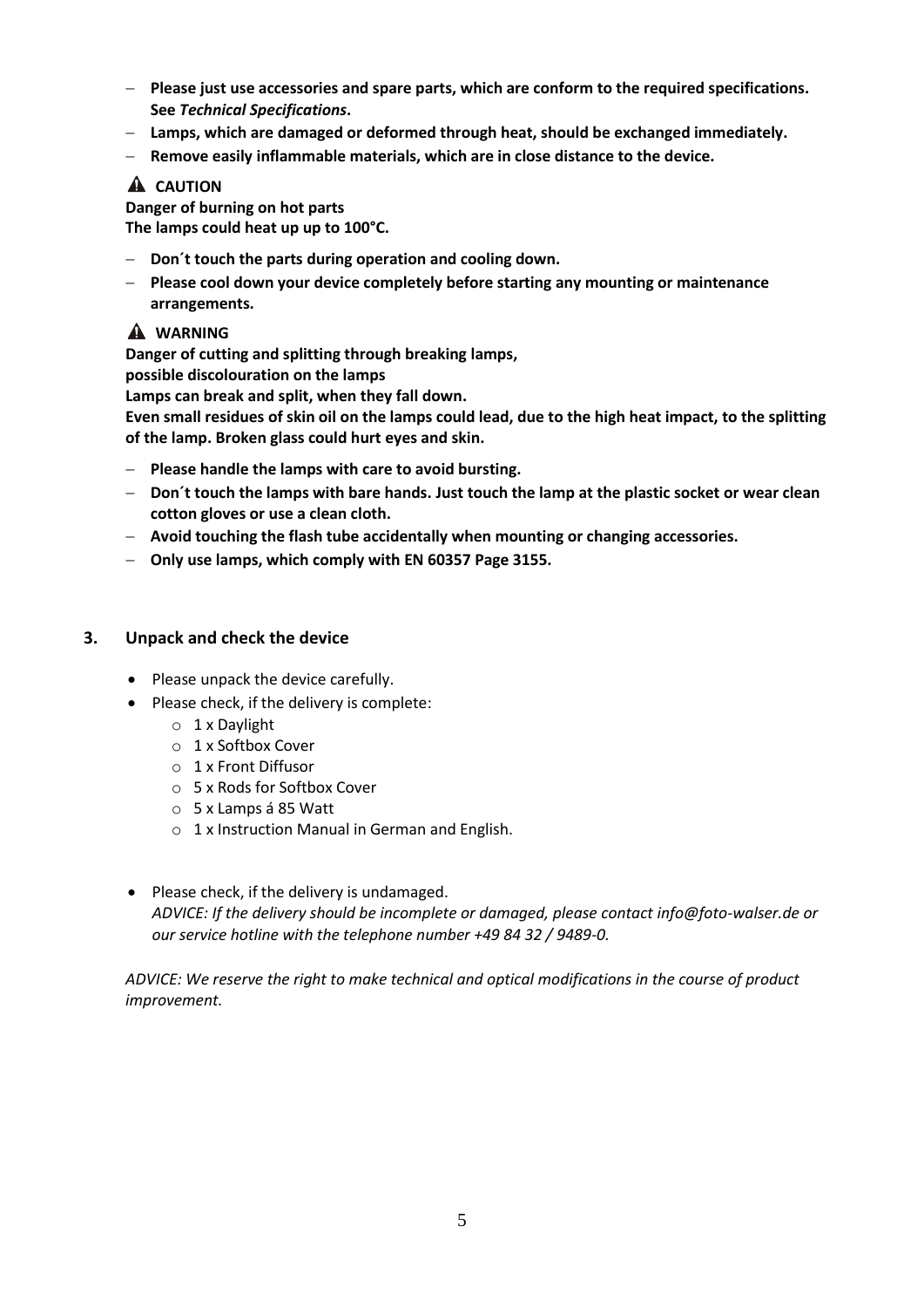- **Please just use accessories and spare parts, which are conform to the required specifications. See *Technical Specifications*.**
- **Lamps, which are damaged or deformed through heat, should be exchanged immediately.**
- **Remove easily inflammable materials, which are in close distance to the device.**

**⚠ CAUTION**

**Danger of burning on hot parts**
**The lamps could heat up up to 100°C.**

- **Don´t touch the parts during operation and cooling down.**
- **Please cool down your device completely before starting any mounting or maintenance arrangements.**

**⚠ WARNING**

**Danger of cutting and splitting through breaking lamps,**
**possible discolouration on the lamps**
**Lamps can break and split, when they fall down.**
**Even small residues of skin oil on the lamps could lead, due to the high heat impact, to the splitting of the lamp. Broken glass could hurt eyes and skin.**

- **Please handle the lamps with care to avoid bursting.**
- **Don´t touch the lamps with bare hands. Just touch the lamp at the plastic socket or wear clean cotton gloves or use a clean cloth.**
- **Avoid touching the flash tube accidentally when mounting or changing accessories.**
- **Only use lamps, which comply with EN 60357 Page 3155.**

## 3. Unpack and check the device

- Please unpack the device carefully.
- Please check, if the delivery is complete:
  - 1 x Daylight
  - 1 x Softbox Cover
  - 1 x Front Diffusor
  - 5 x Rods for Softbox Cover
  - 5 x Lamps á 85 Watt
  - 1 x Instruction Manual in German and English.

- Please check, if the delivery is undamaged.
  *ADVICE: If the delivery should be incomplete or damaged, please contact info@foto-walser.de or our service hotline with the telephone number +49 84 32 / 9489-0.*

*ADVICE: We reserve the right to make technical and optical modifications in the course of product improvement.*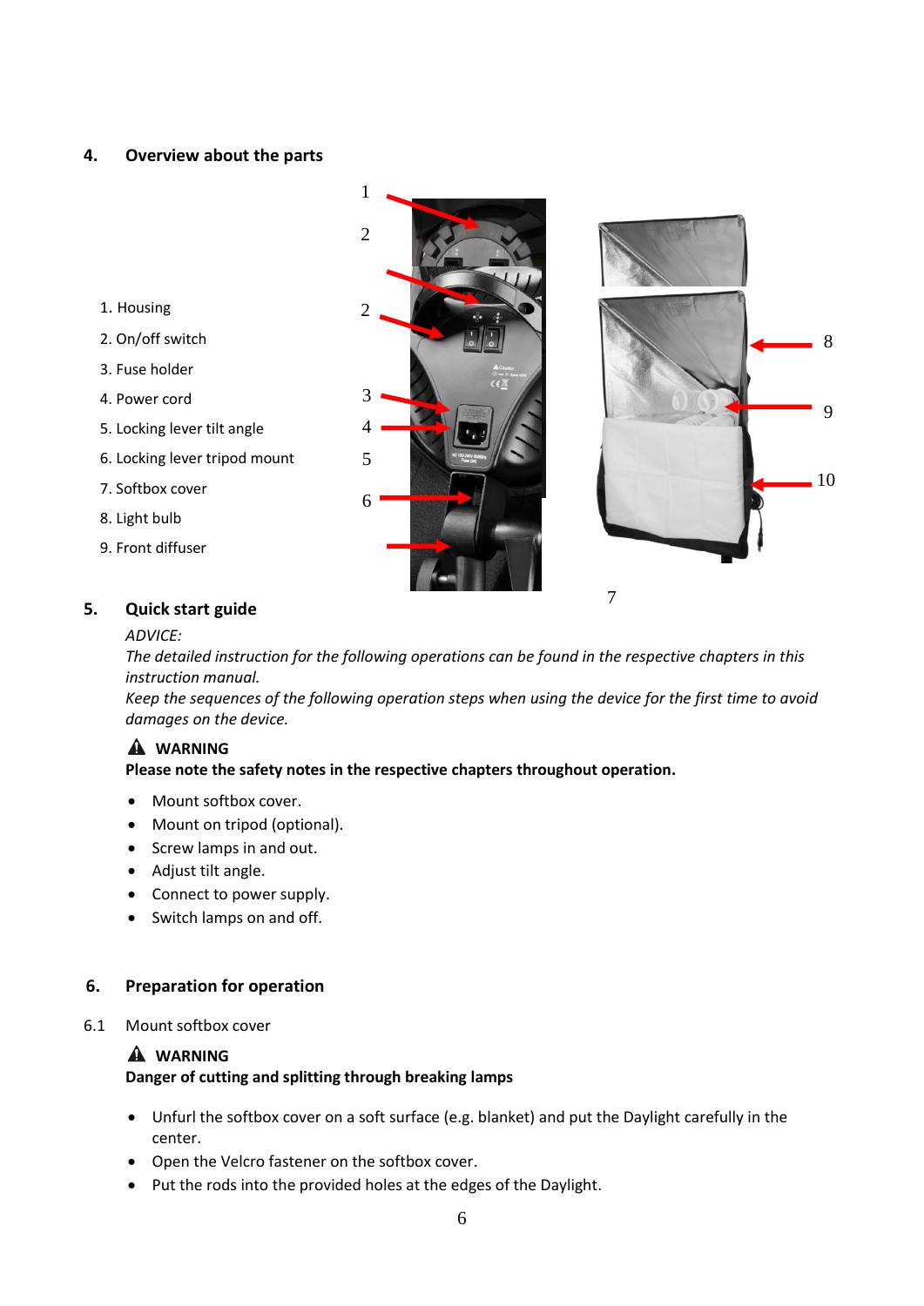## 4. Overview about the parts

1. Housing
2. On/off switch
3. Fuse holder
4. Power cord
5. Locking lever tilt angle
6. Locking lever tripod mount
7. Softbox cover
8. Light bulb
9. Front diffuser

## 5. Quick start guide

*ADVICE:*
*The detailed instruction for the following operations can be found in the respective chapters in this instruction manual.*
*Keep the sequences of the following operation steps when using the device for the first time to avoid damages on the device.*

⚠ **WARNING**
**Please note the safety notes in the respective chapters throughout operation.**

- Mount softbox cover.
- Mount on tripod (optional).
- Screw lamps in and out.
- Adjust tilt angle.
- Connect to power supply.
- Switch lamps on and off.

## 6. Preparation for operation

### 6.1 Mount softbox cover

⚠ **WARNING**
**Danger of cutting and splitting through breaking lamps**

- Unfurl the softbox cover on a soft surface (e.g. blanket) and put the Daylight carefully in the center.
- Open the Velcro fastener on the softbox cover.
- Put the rods into the provided holes at the edges of the Daylight.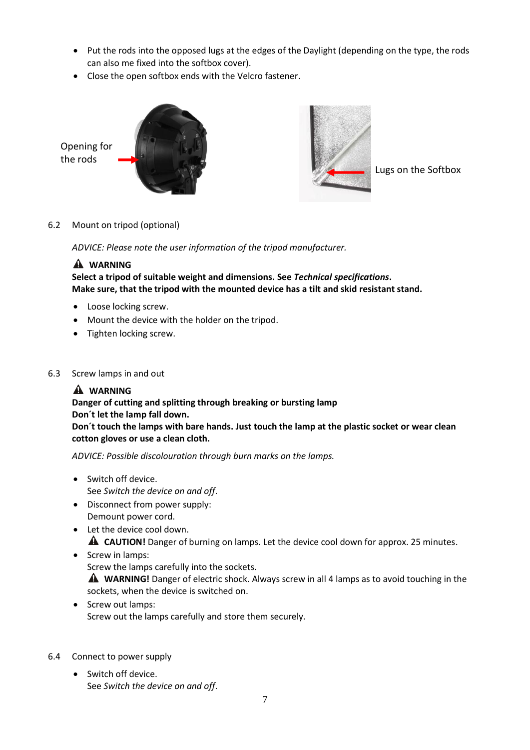- Put the rods into the opposed lugs at the edges of the Daylight (depending on the type, the rods can also me fixed into the softbox cover).
- Close the open softbox ends with the Velcro fastener.

Opening for the rods

Lugs on the Softbox

6.2 Mount on tripod (optional)

*ADVICE: Please note the user information of the tripod manufacturer.*

**⚠ WARNING**
**Select a tripod of suitable weight and dimensions. See *Technical specifications*.**
**Make sure, that the tripod with the mounted device has a tilt and skid resistant stand.**

- Loose locking screw.
- Mount the device with the holder on the tripod.
- Tighten locking screw.

6.3 Screw lamps in and out

**⚠ WARNING**
**Danger of cutting and splitting through breaking or bursting lamp**
**Don´t let the lamp fall down.**
**Don´t touch the lamps with bare hands. Just touch the lamp at the plastic socket or wear clean cotton gloves or use a clean cloth.**

*ADVICE: Possible discolouration through burn marks on the lamps.*

- Switch off device.
  See *Switch the device on and off*.
- Disconnect from power supply:
  Demount power cord.
- Let the device cool down.
  ⚠ **CAUTION!** Danger of burning on lamps. Let the device cool down for approx. 25 minutes.
- Screw in lamps:
  Screw the lamps carefully into the sockets.
  ⚠ **WARNING!** Danger of electric shock. Always screw in all 4 lamps as to avoid touching in the sockets, when the device is switched on.
- Screw out lamps:
  Screw out the lamps carefully and store them securely.

6.4 Connect to power supply

- Switch off device.
  See *Switch the device on and off*.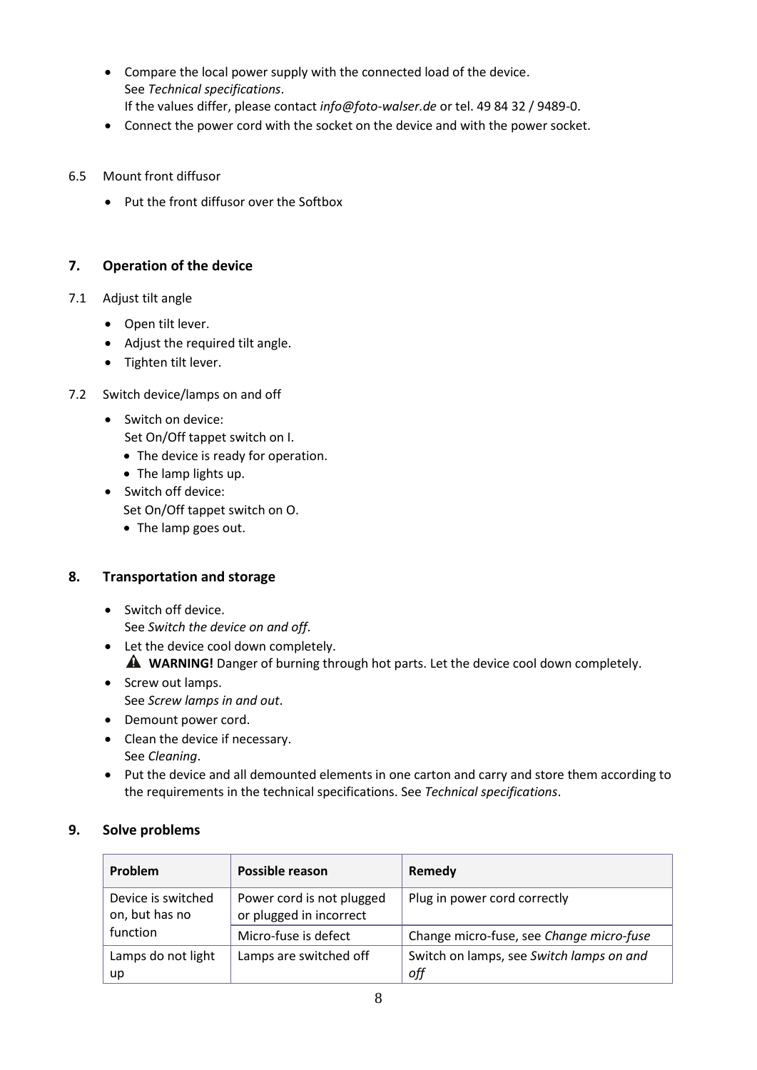- Compare the local power supply with the connected load of the device.
  See *Technical specifications*.
  If the values differ, please contact *info@foto-walser.de* or tel. 49 84 32 / 9489-0.
- Connect the power cord with the socket on the device and with the power socket.

### 6.5 Mount front diffusor

- Put the front diffusor over the Softbox

## 7. Operation of the device

### 7.1 Adjust tilt angle

- Open tilt lever.
- Adjust the required tilt angle.
- Tighten tilt lever.

### 7.2 Switch device/lamps on and off

- Switch on device:
  Set On/Off tappet switch on I.
  - The device is ready for operation.
  - The lamp lights up.
- Switch off device:
  Set On/Off tappet switch on O.
  - The lamp goes out.

## 8. Transportation and storage

- Switch off device.
  See *Switch the device on and off*.
- Let the device cool down completely.
  ⚠ **WARNING!** Danger of burning through hot parts. Let the device cool down completely.
- Screw out lamps.
  See *Screw lamps in and out*.
- Demount power cord.
- Clean the device if necessary.
  See *Cleaning*.
- Put the device and all demounted elements in one carton and carry and store them according to the requirements in the technical specifications. See *Technical specifications*.

## 9. Solve problems

| Problem | Possible reason | Remedy |
|---|---|---|
| Device is switched on, but has no function | Power cord is not plugged or plugged in incorrect | Plug in power cord correctly |
| | Micro-fuse is defect | Change micro-fuse, see *Change micro-fuse* |
| Lamps do not light up | Lamps are switched off | Switch on lamps, see *Switch lamps on and off* |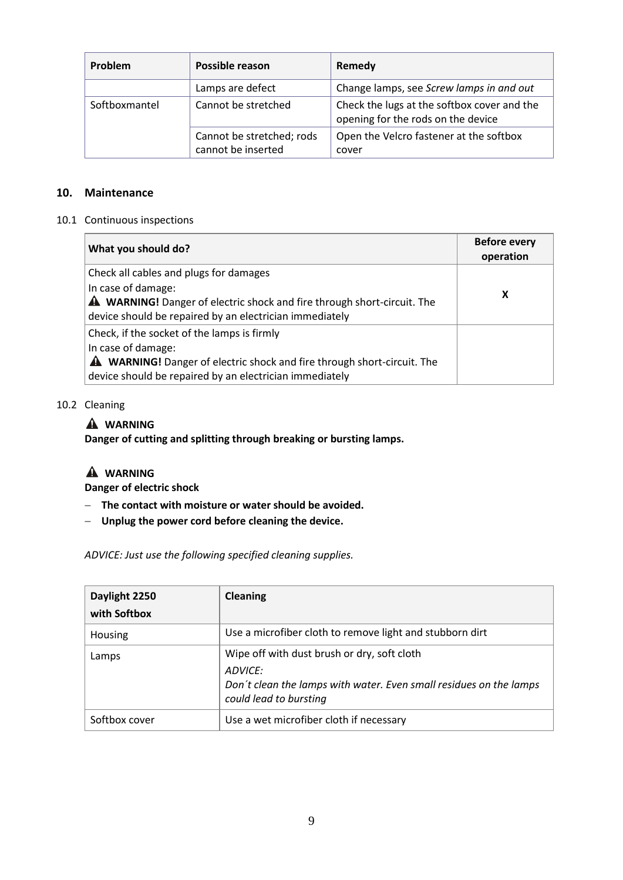| Problem | Possible reason | Remedy |
|---|---|---|
| | Lamps are defect | Change lamps, see *Screw lamps in and out* |
| Softboxmantel | Cannot be stretched | Check the lugs at the softbox cover and the opening for the rods on the device |
| | Cannot be stretched; rods cannot be inserted | Open the Velcro fastener at the softbox cover |

## 10. Maintenance

### 10.1 Continuous inspections

| What you should do? | Before every operation |
|---|---|
| Check all cables and plugs for damages<br>In case of damage:<br>⚠ **WARNING!** Danger of electric shock and fire through short-circuit. The device should be repaired by an electrician immediately | **X** |
| Check, if the socket of the lamps is firmly<br>In case of damage:<br>⚠ **WARNING!** Danger of electric shock and fire through short-circuit. The device should be repaired by an electrician immediately | |

### 10.2 Cleaning

⚠ **WARNING**

**Danger of cutting and splitting through breaking or bursting lamps.**

⚠ **WARNING**

**Danger of electric shock**

- **The contact with moisture or water should be avoided.**
- **Unplug the power cord before cleaning the device.**

*ADVICE: Just use the following specified cleaning supplies.*

| Daylight 2250 with Softbox | Cleaning |
|---|---|
| Housing | Use a microfiber cloth to remove light and stubborn dirt |
| Lamps | Wipe off with dust brush or dry, soft cloth<br>*ADVICE:*<br>*Don´t clean the lamps with water. Even small residues on the lamps could lead to bursting* |
| Softbox cover | Use a wet microfiber cloth if necessary |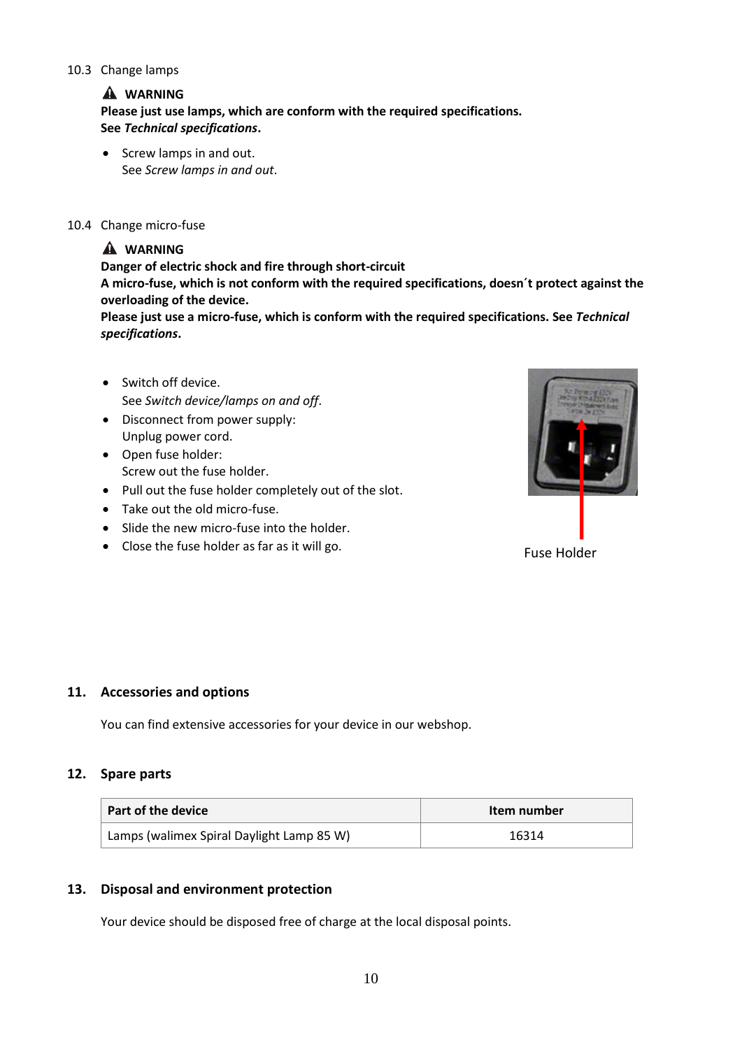## 10.3 Change lamps

⚠ **WARNING**
**Please just use lamps, which are conform with the required specifications.**
**See *Technical specifications*.**

- Screw lamps in and out.
  See *Screw lamps in and out*.

## 10.4 Change micro-fuse

⚠ **WARNING**
**Danger of electric shock and fire through short-circuit**
**A micro-fuse, which is not conform with the required specifications, doesn´t protect against the overloading of the device.**
**Please just use a micro-fuse, which is conform with the required specifications. See *Technical specifications*.**

- Switch off device.
  See *Switch device/lamps on and off*.
- Disconnect from power supply:
  Unplug power cord.
- Open fuse holder:
  Screw out the fuse holder.
- Pull out the fuse holder completely out of the slot.
- Take out the old micro-fuse.
- Slide the new micro-fuse into the holder.
- Close the fuse holder as far as it will go.

Fuse Holder

## 11. Accessories and options

You can find extensive accessories for your device in our webshop.

## 12. Spare parts

| Part of the device | Item number |
| --- | --- |
| Lamps (walimex Spiral Daylight Lamp 85 W) | 16314 |

## 13. Disposal and environment protection

Your device should be disposed free of charge at the local disposal points.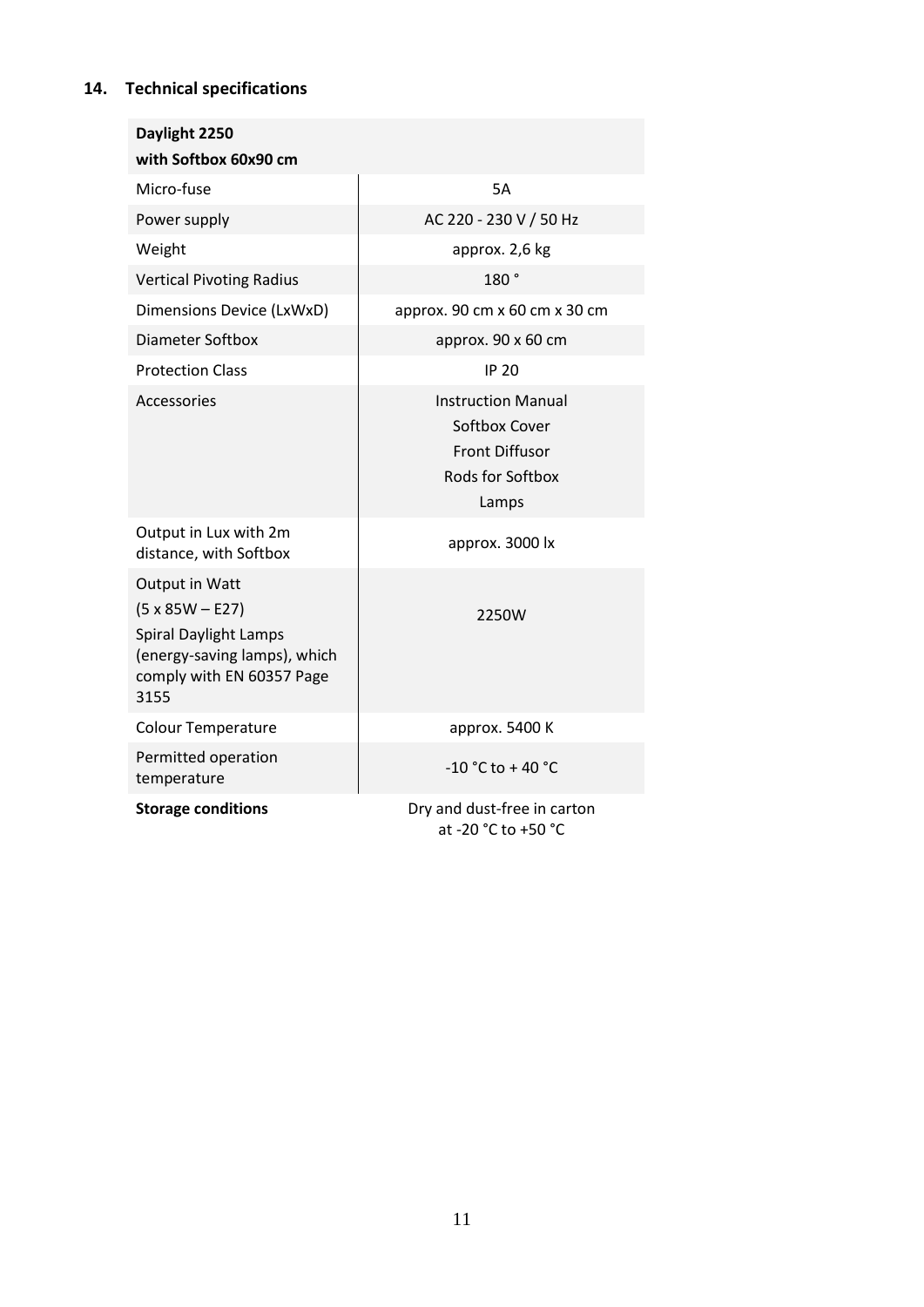## 14. Technical specifications

| **Daylight 2250 with Softbox 60x90 cm** | |
|---|---|
| Micro-fuse | 5A |
| Power supply | AC 220 - 230 V / 50 Hz |
| Weight | approx. 2,6 kg |
| Vertical Pivoting Radius | 180 ° |
| Dimensions Device (LxWxD) | approx. 90 cm x 60 cm x 30 cm |
| Diameter Softbox | approx. 90 x 60 cm |
| Protection Class | IP 20 |
| Accessories | Instruction Manual<br>Softbox Cover<br>Front Diffusor<br>Rods for Softbox<br>Lamps |
| Output in Lux with 2m distance, with Softbox | approx. 3000 lx |
| Output in Watt<br>(5 x 85W – E27)<br>Spiral Daylight Lamps (energy-saving lamps), which comply with EN 60357 Page 3155 | 2250W |
| Colour Temperature | approx. 5400 K |
| Permitted operation temperature | -10 °C to + 40 °C |
| **Storage conditions** | Dry and dust-free in carton at -20 °C to +50 °C |